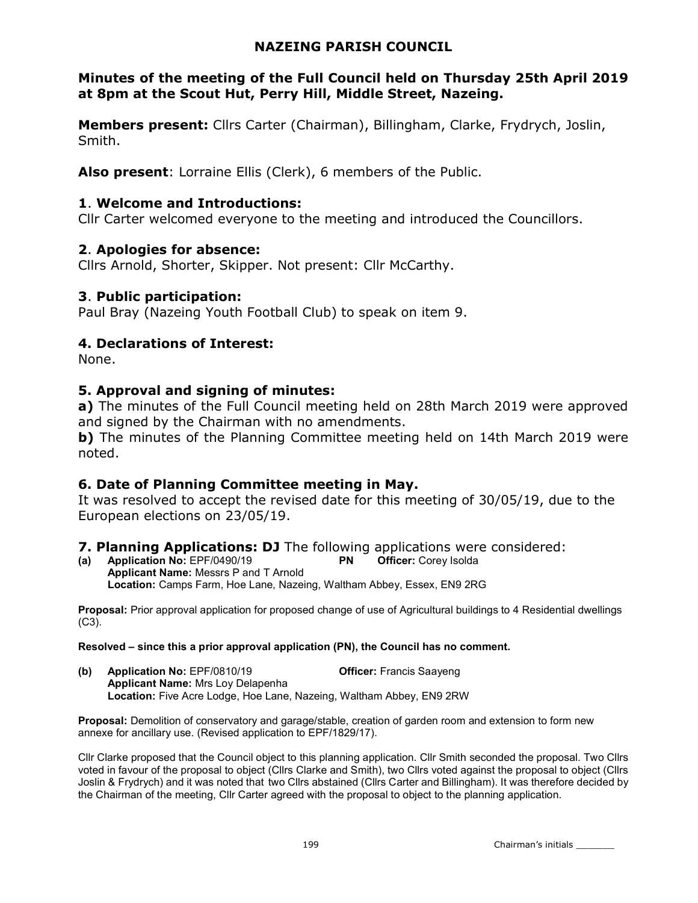# NAZEING PARISH COUNCIL

## Minutes of the meeting of the Full Council held on Thursday 25th April 2019 at 8pm at the Scout Hut, Perry Hill, Middle Street, Nazeing.

**Members present:** Cllrs Carter (Chairman), Billingham, Clarke, Frydrych, Joslin, Smith.

**Also present**: Lorraine Ellis (Clerk), 6 members of the Public.

### 1. Welcome and Introductions:

Cllr Carter welcomed everyone to the meeting and introduced the Councillors.

### 2. Apologies for absence:

Cllrs Arnold, Shorter, Skipper. Not present: Cllr McCarthy.

### 3. Public participation:

Paul Bray (Nazeing Youth Football Club) to speak on item 9.

### 4. Declarations of Interest:

None.

### 5. Approval and signing of minutes:

**a)** The minutes of the Full Council meeting held on 28th March 2019 were approved and signed by the Chairman with no amendments.

**b)** The minutes of the Planning Committee meeting held on 14th March 2019 were noted.

### 6. Date of Planning Committee meeting in May.

It was resolved to accept the revised date for this meeting of 30/05/19, due to the European elections on 23/05/19.

### 7. Planning Applications: DJ The following applications were considered:

**(a) Application No:** EPF/0490/19 **PN** **Officer:** Corey Isolda
**Applicant Name:** Messrs P and T Arnold
**Location:** Camps Farm, Hoe Lane, Nazeing, Waltham Abbey, Essex, EN9 2RG

**Proposal:** Prior approval application for proposed change of use of Agricultural buildings to 4 Residential dwellings (C3).

**Resolved – since this a prior approval application (PN), the Council has no comment.**

**(b) Application No:** EPF/0810/19 **Officer:** Francis Saayeng
**Applicant Name:** Mrs Loy Delapenha
**Location:** Five Acre Lodge, Hoe Lane, Nazeing, Waltham Abbey, EN9 2RW

**Proposal:** Demolition of conservatory and garage/stable, creation of garden room and extension to form new annexe for ancillary use. (Revised application to EPF/1829/17).

Cllr Clarke proposed that the Council object to this planning application. Cllr Smith seconded the proposal. Two Cllrs voted in favour of the proposal to object (Cllrs Clarke and Smith), two Cllrs voted against the proposal to object (Cllrs Joslin & Frydrych) and it was noted that two Cllrs abstained (Cllrs Carter and Billingham). It was therefore decided by the Chairman of the meeting, Cllr Carter agreed with the proposal to object to the planning application.

Chairman's initials _______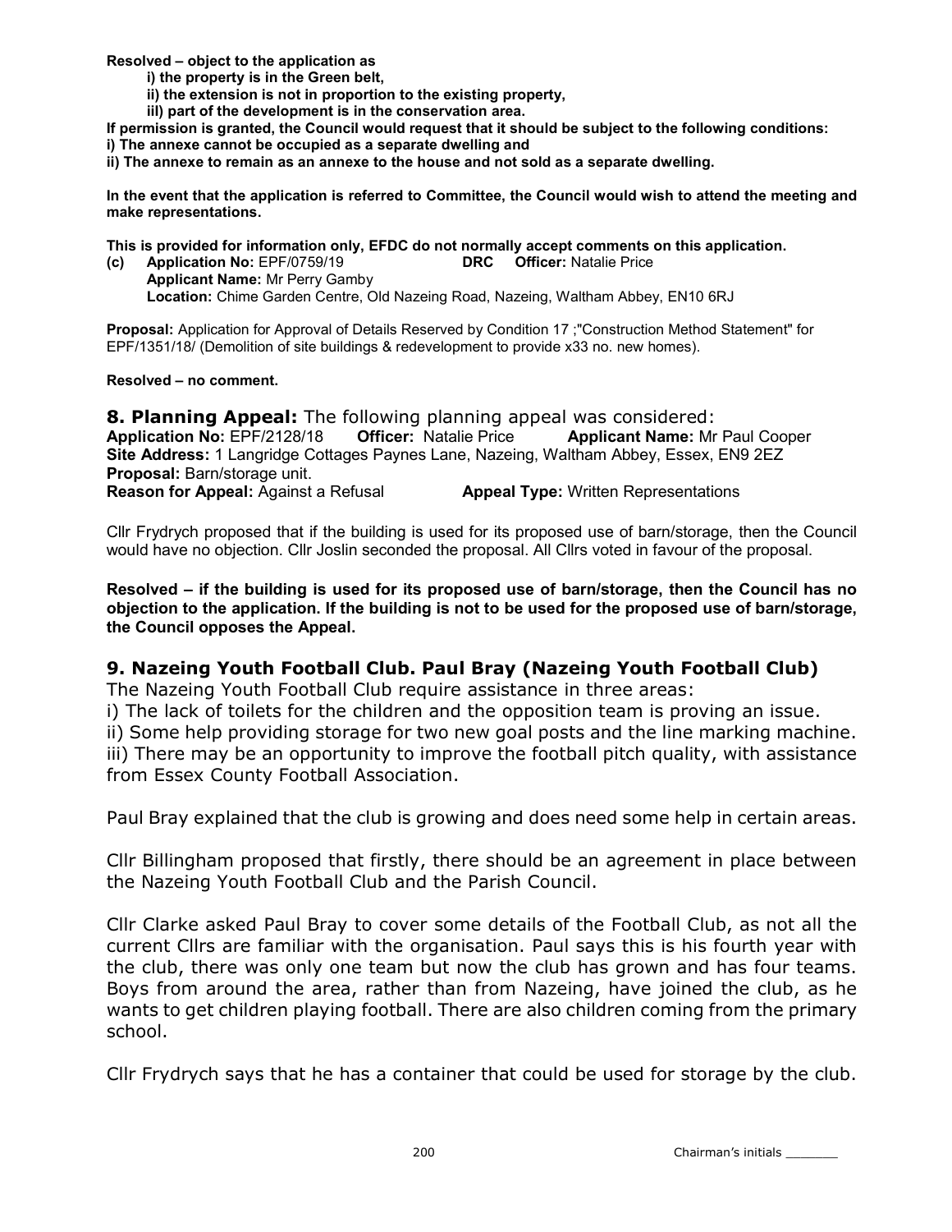**Resolved – object to the application as**

- **i) the property is in the Green belt,**
- **ii) the extension is not in proportion to the existing property,**
- **iii) part of the development is in the conservation area.**

**If permission is granted, the Council would request that it should be subject to the following conditions:**
**i) The annexe cannot be occupied as a separate dwelling and**
**ii) The annexe to remain as an annexe to the house and not sold as a separate dwelling.**

**In the event that the application is referred to Committee, the Council would wish to attend the meeting and make representations.**

**This is provided for information only, EFDC do not normally accept comments on this application.**

**(c) Application No:** EPF/0759/19 **DRC Officer:** Natalie Price
**Applicant Name:** Mr Perry Gamby
**Location:** Chime Garden Centre, Old Nazeing Road, Nazeing, Waltham Abbey, EN10 6RJ

**Proposal:** Application for Approval of Details Reserved by Condition 17 ;"Construction Method Statement" for EPF/1351/18/ (Demolition of site buildings & redevelopment to provide x33 no. new homes).

**Resolved – no comment.**

## 8. Planning Appeal: The following planning appeal was considered:

**Application No:** EPF/2128/18 **Officer:** Natalie Price **Applicant Name:** Mr Paul Cooper
**Site Address:** 1 Langridge Cottages Paynes Lane, Nazeing, Waltham Abbey, Essex, EN9 2EZ
**Proposal:** Barn/storage unit.
**Reason for Appeal:** Against a Refusal **Appeal Type:** Written Representations

Cllr Frydrych proposed that if the building is used for its proposed use of barn/storage, then the Council would have no objection. Cllr Joslin seconded the proposal. All Cllrs voted in favour of the proposal.

**Resolved – if the building is used for its proposed use of barn/storage, then the Council has no objection to the application. If the building is not to be used for the proposed use of barn/storage, the Council opposes the Appeal.**

## 9. Nazeing Youth Football Club. Paul Bray (Nazeing Youth Football Club)

The Nazeing Youth Football Club require assistance in three areas:
i) The lack of toilets for the children and the opposition team is proving an issue.
ii) Some help providing storage for two new goal posts and the line marking machine.
iii) There may be an opportunity to improve the football pitch quality, with assistance from Essex County Football Association.

Paul Bray explained that the club is growing and does need some help in certain areas.

Cllr Billingham proposed that firstly, there should be an agreement in place between the Nazeing Youth Football Club and the Parish Council.

Cllr Clarke asked Paul Bray to cover some details of the Football Club, as not all the current Cllrs are familiar with the organisation. Paul says this is his fourth year with the club, there was only one team but now the club has grown and has four teams. Boys from around the area, rather than from Nazeing, have joined the club, as he wants to get children playing football. There are also children coming from the primary school.

Cllr Frydrych says that he has a container that could be used for storage by the club.

Chairman's initials _______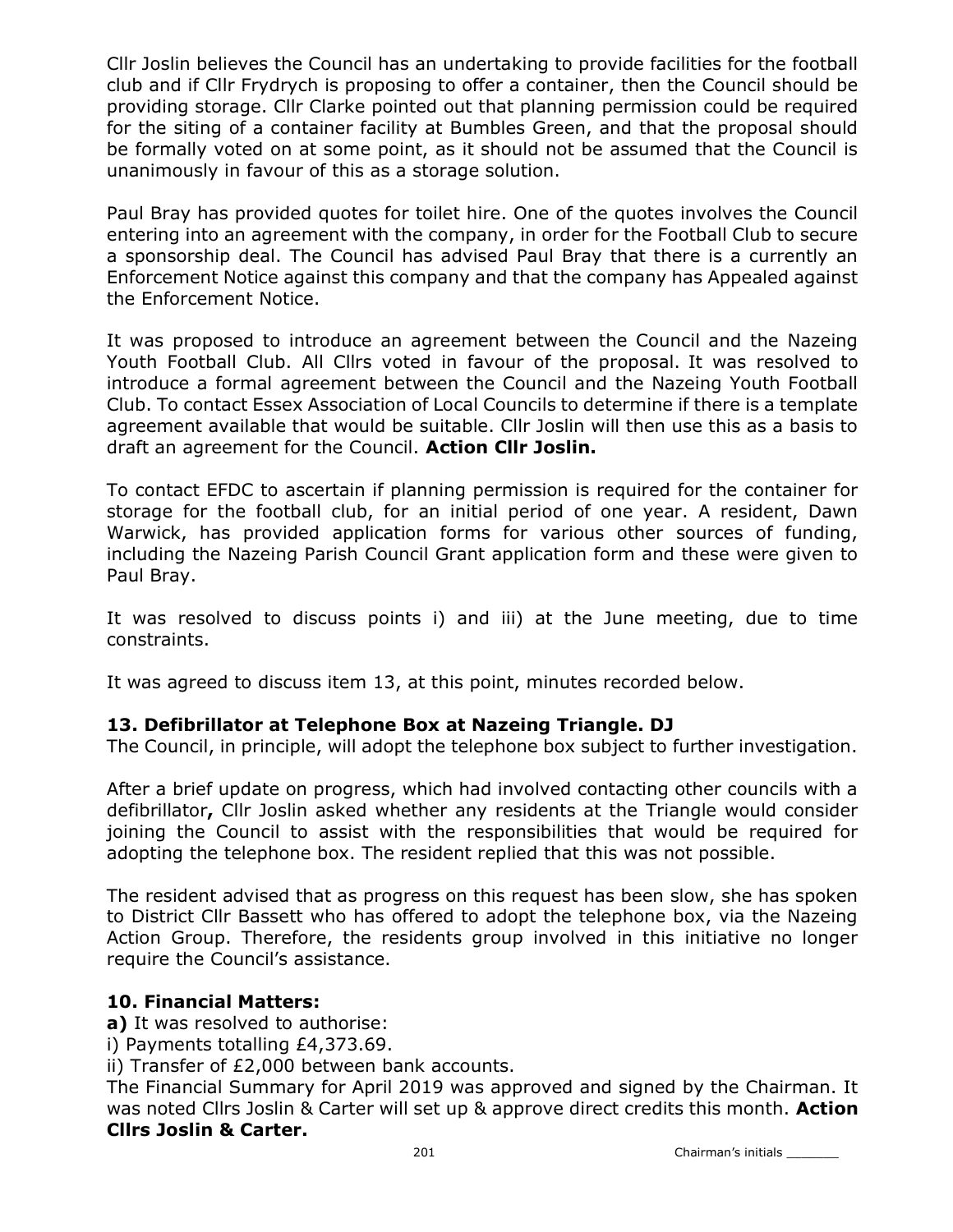Cllr Joslin believes the Council has an undertaking to provide facilities for the football club and if Cllr Frydrych is proposing to offer a container, then the Council should be providing storage. Cllr Clarke pointed out that planning permission could be required for the siting of a container facility at Bumbles Green, and that the proposal should be formally voted on at some point, as it should not be assumed that the Council is unanimously in favour of this as a storage solution.

Paul Bray has provided quotes for toilet hire. One of the quotes involves the Council entering into an agreement with the company, in order for the Football Club to secure a sponsorship deal. The Council has advised Paul Bray that there is a currently an Enforcement Notice against this company and that the company has Appealed against the Enforcement Notice.

It was proposed to introduce an agreement between the Council and the Nazeing Youth Football Club. All Cllrs voted in favour of the proposal. It was resolved to introduce a formal agreement between the Council and the Nazeing Youth Football Club. To contact Essex Association of Local Councils to determine if there is a template agreement available that would be suitable. Cllr Joslin will then use this as a basis to draft an agreement for the Council. **Action Cllr Joslin.**

To contact EFDC to ascertain if planning permission is required for the container for storage for the football club, for an initial period of one year. A resident, Dawn Warwick, has provided application forms for various other sources of funding, including the Nazeing Parish Council Grant application form and these were given to Paul Bray.

It was resolved to discuss points i) and iii) at the June meeting, due to time constraints.

It was agreed to discuss item 13, at this point, minutes recorded below.

### 13. Defibrillator at Telephone Box at Nazeing Triangle. DJ

The Council, in principle, will adopt the telephone box subject to further investigation.

After a brief update on progress, which had involved contacting other councils with a defibrillator**,** Cllr Joslin asked whether any residents at the Triangle would consider joining the Council to assist with the responsibilities that would be required for adopting the telephone box. The resident replied that this was not possible.

The resident advised that as progress on this request has been slow, she has spoken to District Cllr Bassett who has offered to adopt the telephone box, via the Nazeing Action Group. Therefore, the residents group involved in this initiative no longer require the Council's assistance.

### 10. Financial Matters:

**a)** It was resolved to authorise:
i) Payments totalling £4,373.69.
ii) Transfer of £2,000 between bank accounts.
The Financial Summary for April 2019 was approved and signed by the Chairman. It was noted Cllrs Joslin & Carter will set up & approve direct credits this month. **Action Cllrs Joslin & Carter.**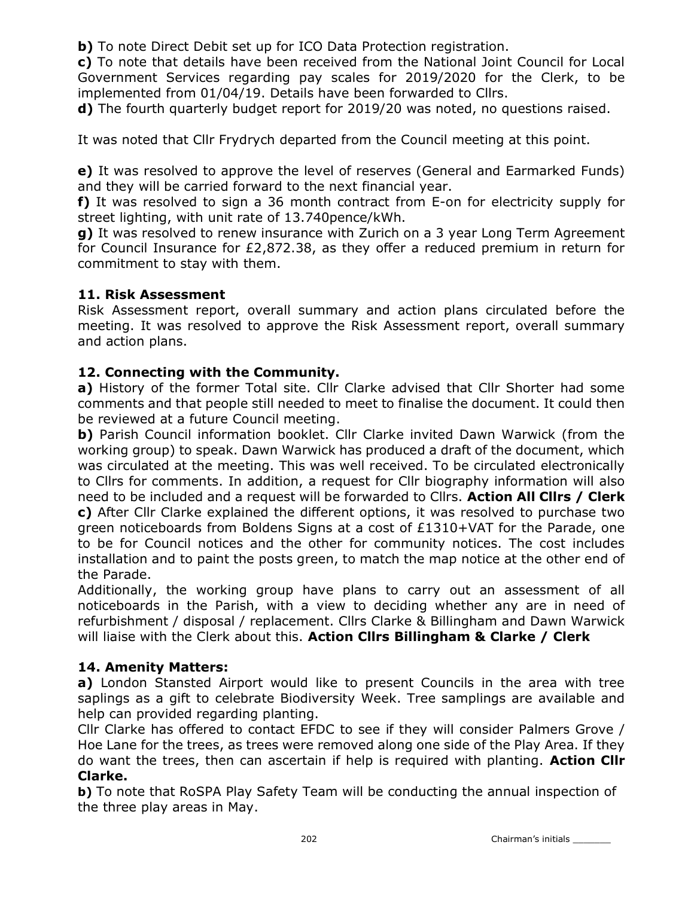**b)** To note Direct Debit set up for ICO Data Protection registration.

**c)** To note that details have been received from the National Joint Council for Local Government Services regarding pay scales for 2019/2020 for the Clerk, to be implemented from 01/04/19. Details have been forwarded to Cllrs.

**d)** The fourth quarterly budget report for 2019/20 was noted, no questions raised.

It was noted that Cllr Frydrych departed from the Council meeting at this point.

**e)** It was resolved to approve the level of reserves (General and Earmarked Funds) and they will be carried forward to the next financial year.

**f)** It was resolved to sign a 36 month contract from E-on for electricity supply for street lighting, with unit rate of 13.740pence/kWh.

**g)** It was resolved to renew insurance with Zurich on a 3 year Long Term Agreement for Council Insurance for £2,872.38, as they offer a reduced premium in return for commitment to stay with them.

### 11. Risk Assessment

Risk Assessment report, overall summary and action plans circulated before the meeting. It was resolved to approve the Risk Assessment report, overall summary and action plans.

### 12. Connecting with the Community.

**a)** History of the former Total site. Cllr Clarke advised that Cllr Shorter had some comments and that people still needed to meet to finalise the document. It could then be reviewed at a future Council meeting.

**b)** Parish Council information booklet. Cllr Clarke invited Dawn Warwick (from the working group) to speak. Dawn Warwick has produced a draft of the document, which was circulated at the meeting. This was well received. To be circulated electronically to Cllrs for comments. In addition, a request for Cllr biography information will also need to be included and a request will be forwarded to Cllrs. **Action All Cllrs / Clerk**

**c)** After Cllr Clarke explained the different options, it was resolved to purchase two green noticeboards from Boldens Signs at a cost of £1310+VAT for the Parade, one to be for Council notices and the other for community notices. The cost includes installation and to paint the posts green, to match the map notice at the other end of the Parade.

Additionally, the working group have plans to carry out an assessment of all noticeboards in the Parish, with a view to deciding whether any are in need of refurbishment / disposal / replacement. Cllrs Clarke & Billingham and Dawn Warwick will liaise with the Clerk about this. **Action Cllrs Billingham & Clarke / Clerk**

### 14. Amenity Matters:

**a)** London Stansted Airport would like to present Councils in the area with tree saplings as a gift to celebrate Biodiversity Week. Tree samplings are available and help can provided regarding planting.

Cllr Clarke has offered to contact EFDC to see if they will consider Palmers Grove / Hoe Lane for the trees, as trees were removed along one side of the Play Area. If they do want the trees, then can ascertain if help is required with planting. **Action Cllr Clarke.**

**b)** To note that RoSPA Play Safety Team will be conducting the annual inspection of the three play areas in May.

Chairman's initials _______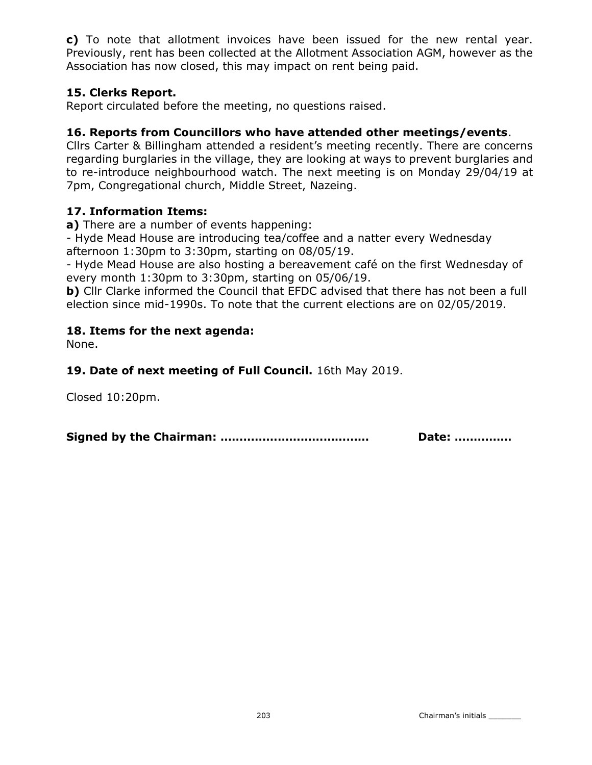**c)** To note that allotment invoices have been issued for the new rental year. Previously, rent has been collected at the Allotment Association AGM, however as the Association has now closed, this may impact on rent being paid.

**15. Clerks Report.**

Report circulated before the meeting, no questions raised.

**16. Reports from Councillors who have attended other meetings/events**.

Cllrs Carter & Billingham attended a resident's meeting recently. There are concerns regarding burglaries in the village, they are looking at ways to prevent burglaries and to re-introduce neighbourhood watch. The next meeting is on Monday 29/04/19 at 7pm, Congregational church, Middle Street, Nazeing.

**17. Information Items:**

**a)** There are a number of events happening:

- Hyde Mead House are introducing tea/coffee and a natter every Wednesday afternoon 1:30pm to 3:30pm, starting on 08/05/19.
- Hyde Mead House are also hosting a bereavement café on the first Wednesday of every month 1:30pm to 3:30pm, starting on 05/06/19.

**b)** Cllr Clarke informed the Council that EFDC advised that there has not been a full election since mid-1990s. To note that the current elections are on 02/05/2019.

**18. Items for the next agenda:**

None.

**19. Date of next meeting of Full Council.** 16th May 2019.

Closed 10:20pm.

**Signed by the Chairman: ......................................      Date: ...............**

Chairman's initials _______